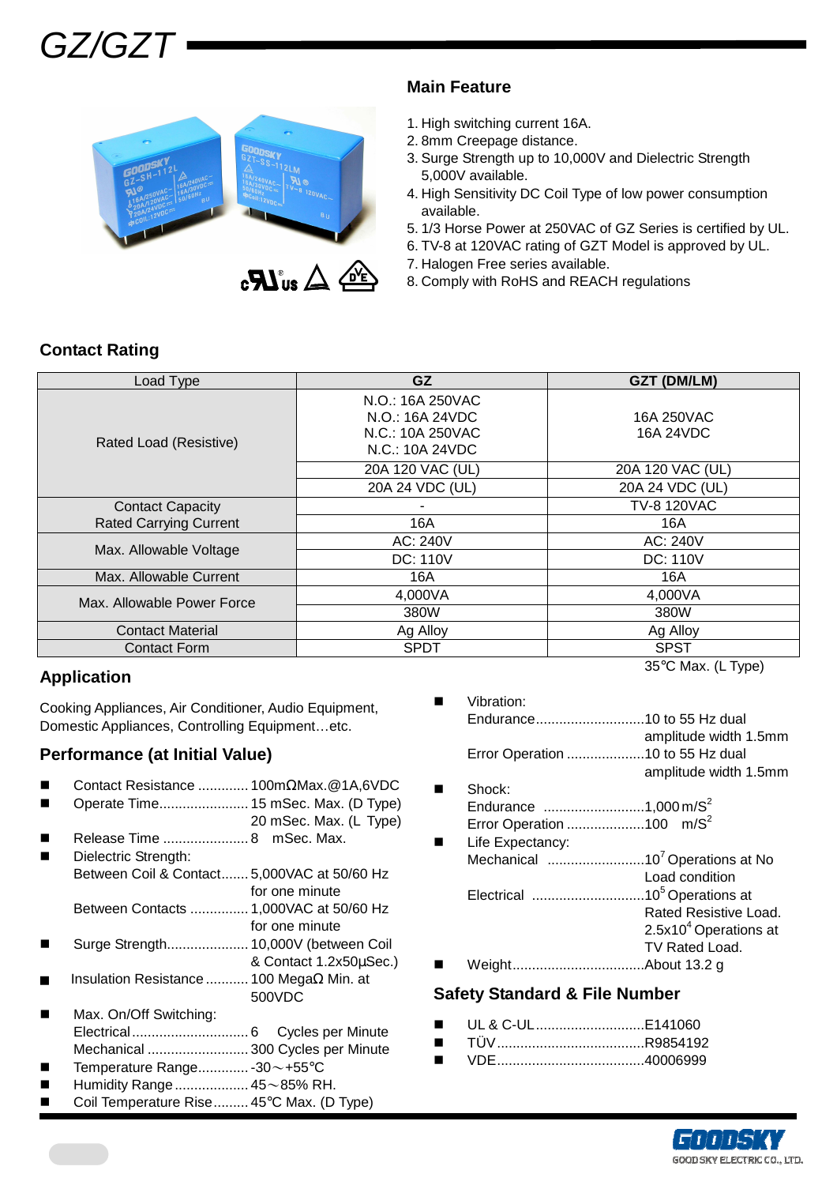# GZ/GZT

## Main Feature

1. High switching current 16A.
2. 8mm Creepage distance.
3. Surge Strength up to 10,000V and Dielectric Strength 5,000V available.
4. High Sensitivity DC Coil Type of low power consumption available.
5. 1/3 Horse Power at 250VAC of GZ Series is certified by UL.
6. TV-8 at 120VAC rating of GZT Model is approved by UL.
7. Halogen Free series available.
8. Comply with RoHS and REACH regulations

## Contact Rating

| Load Type | GZ | GZT (DM/LM) |
|---|---|---|
| Rated Load (Resistive) | N.O.: 16A 250VAC<br>N.O.: 16A 24VDC<br>N.C.: 10A 250VAC<br>N.C.: 10A 24VDC | 16A 250VAC<br>16A 24VDC |
| | 20A 120 VAC (UL) | 20A 120 VAC (UL) |
| | 20A 24 VDC (UL) | 20A 24 VDC (UL) |
| Contact Capacity | - | TV-8 120VAC |
| Rated Carrying Current | 16A | 16A |
| Max. Allowable Voltage | AC: 240V | AC: 240V |
| | DC: 110V | DC: 110V |
| Max. Allowable Current | 16A | 16A |
| Max. Allowable Power Force | 4,000VA | 4,000VA |
| | 380W | 380W |
| Contact Material | Ag Alloy | Ag Alloy |
| Contact Form | SPDT | SPST |

## Application

Cooking Appliances, Air Conditioner, Audio Equipment, Domestic Appliances, Controlling Equipment…etc.

## Performance (at Initial Value)

- Contact Resistance ............. 100mΩMax.@1A,6VDC
- Operate Time....................... 15 mSec. Max. (D Type)
  20 mSec. Max. (L Type)
- Release Time ...................... 8 mSec. Max.
- Dielectric Strength:
  Between Coil & Contact....... 5,000VAC at 50/60 Hz for one minute
  Between Contacts ............... 1,000VAC at 50/60 Hz for one minute
- Surge Strength..................... 10,000V (between Coil & Contact 1.2x50µSec.)
- Insulation Resistance ........... 100 MegaΩ Min. at 500VDC
- Max. On/Off Switching:
  Electrical .............................. 6 Cycles per Minute
  Mechanical .......................... 300 Cycles per Minute
- Temperature Range............. -30～+55℃
- Humidity Range ................... 45～85% RH.
- Coil Temperature Rise......... 45℃ Max. (D Type)
  35℃ Max. (L Type)
- Vibration:
  Endurance............................10 to 55 Hz dual amplitude width 1.5mm
  Error Operation ....................10 to 55 Hz dual amplitude width 1.5mm
- Shock:
  Endurance ..........................1,000 $m/S^2$
  Error Operation ....................100 $m/S^2$
- Life Expectancy:
  Mechanical .........................$10^7$ Operations at No Load condition
  Electrical .............................$10^5$ Operations at Rated Resistive Load.
  $2.5x10^4$ Operations at TV Rated Load.
- Weight..................................About 13.2 g

## Safety Standard & File Number

- UL & C-UL............................E141060
- TÜV......................................R9854192
- VDE......................................40006999

GOODSKY ELECTRIC CO., LTD.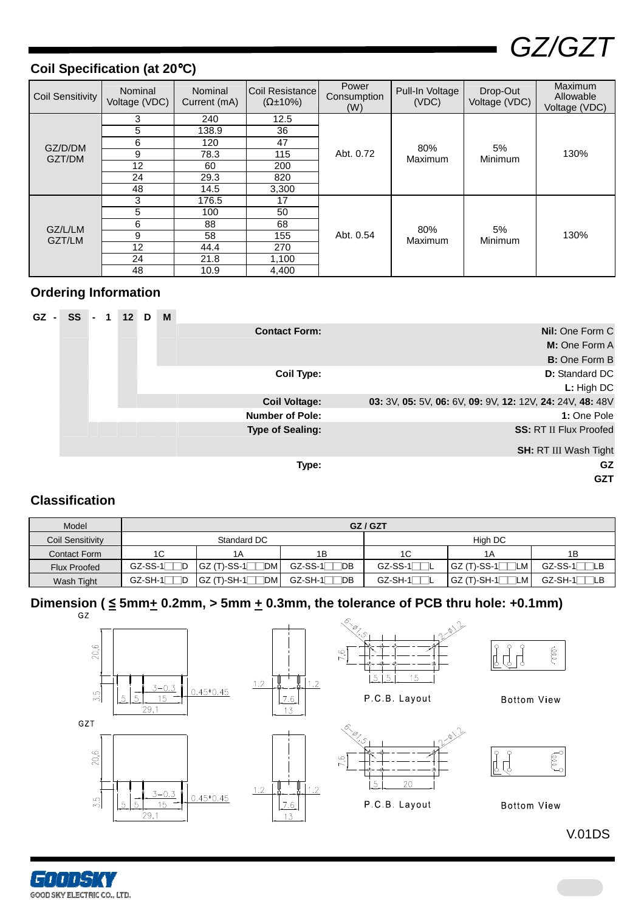# GZ/GZT

## Coil Specification (at 20°C)

| Coil Sensitivity | Nominal Voltage (VDC) | Nominal Current (mA) | Coil Resistance (Ω±10%) | Power Consumption (W) | Pull-In Voltage (VDC) | Drop-Out Voltage (VDC) | Maximum Allowable Voltage (VDC) |
|---|---|---|---|---|---|---|---|
| GZ/D/DM GZT/DM | 3 | 240 | 12.5 | Abt. 0.72 | 80% Maximum | 5% Minimum | 130% |
| | 5 | 138.9 | 36 | | | | |
| | 6 | 120 | 47 | | | | |
| | 9 | 78.3 | 115 | | | | |
| | 12 | 60 | 200 | | | | |
| | 24 | 29.3 | 820 | | | | |
| | 48 | 14.5 | 3,300 | | | | |
| GZ/L/LM GZT/LM | 3 | 176.5 | 17 | Abt. 0.54 | 80% Maximum | 5% Minimum | 130% |
| | 5 | 100 | 50 | | | | |
| | 6 | 88 | 68 | | | | |
| | 9 | 58 | 155 | | | | |
| | 12 | 44.4 | 270 | | | | |
| | 24 | 21.8 | 1,100 | | | | |
| | 48 | 10.9 | 4,400 | | | | |

## Ordering Information

GZ - SS - 1 12 D M

**Contact Form:** **Nil:** One Form C, **M:** One Form A, **B:** One Form B

**Coil Type:** **D:** Standard DC, **L:** High DC

**Coil Voltage:** **03:** 3V, **05:** 5V, **06:** 6V, **09:** 9V, **12:** 12V, **24:** 24V, **48:** 48V

**Number of Pole:** **1:** One Pole

**Type of Sealing:** **SS:** RT II Flux Proofed, **SH:** RT III Wash Tight

**Type:** **GZ**, **GZT**

## Classification

| Model | GZ / GZT | | | | | |
|---|---|---|---|---|---|---|
| Coil Sensitivity | Standard DC | | | High DC | | |
| Contact Form | 1C | 1A | 1B | 1C | 1A | 1B |
| Flux Proofed | GZ-SS-1□□D | GZ (T)-SS-1□□DM | GZ-SS-1□□DB | GZ-SS-1□□L | GZ (T)-SS-1□□LM | GZ-SS-1□□LB |
| Wash Tight | GZ-SH-1□□D | GZ (T)-SH-1□□DM | GZ-SH-1□□DB | GZ-SH-1□□L | GZ (T)-SH-1□□LM | GZ-SH-1□□LB |

## Dimension ( ≦ 5mm ± 0.2mm, > 5mm ± 0.3mm, the tolerance of PCB thru hole: +0.1mm)

GZ

20.6
3.5
5 5 15
3-0.3
0.45*0.45
29.1
1.2 1.2
7.6
13
6-Ø1.5
2-Ø1.2
7.6
5 5 15

P.C.B. Layout

Bottom View

GZT

20.6
3.5
5 5 15
3-0.3
0.45*0.45
29.1
1.2 1.2
7.6
13
6-Ø1.5
2-Ø1.2
7.6
5 20

P.C.B. Layout

Bottom View

V.01DS

GOODSKY
GOOD SKY ELECTRIC CO., LTD.